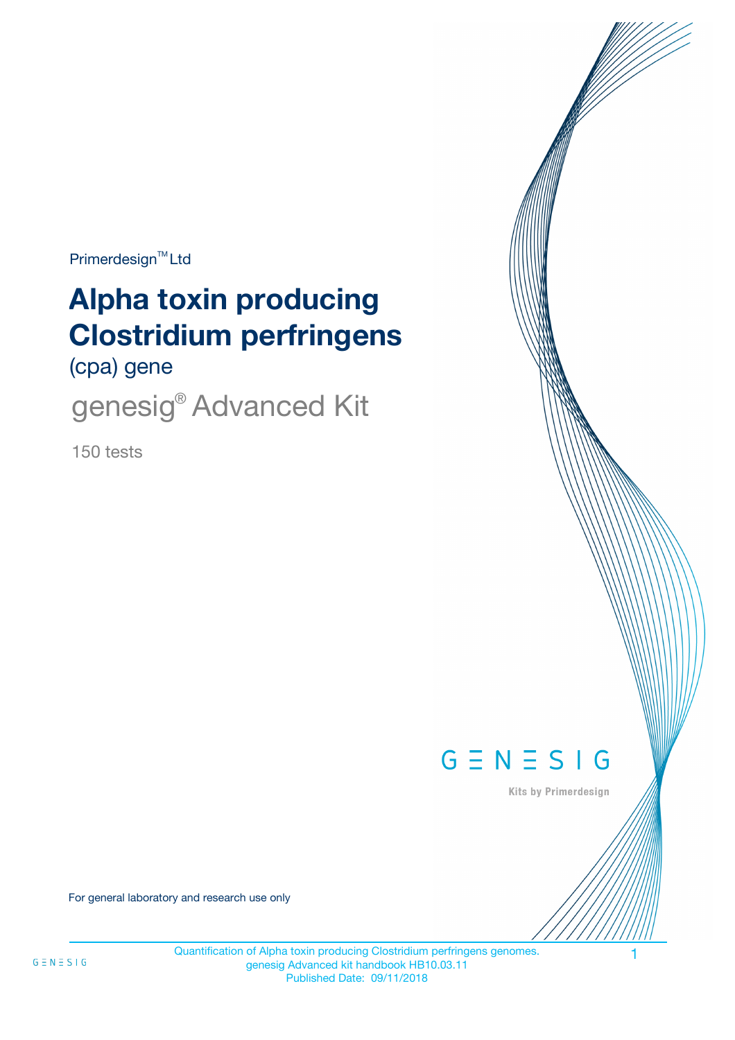Primerdesign™ Ltd

# Alpha toxin producing Clostridium perfringens

(cpa) gene

## genesig® Advanced Kit

150 tests

GENESIG

Kits by Primerdesign

For general laboratory and research use only

Quantification of Alpha toxin producing Clostridium perfringens genomes.
genesig Advanced kit handbook HB10.03.11
Published Date: 09/11/2018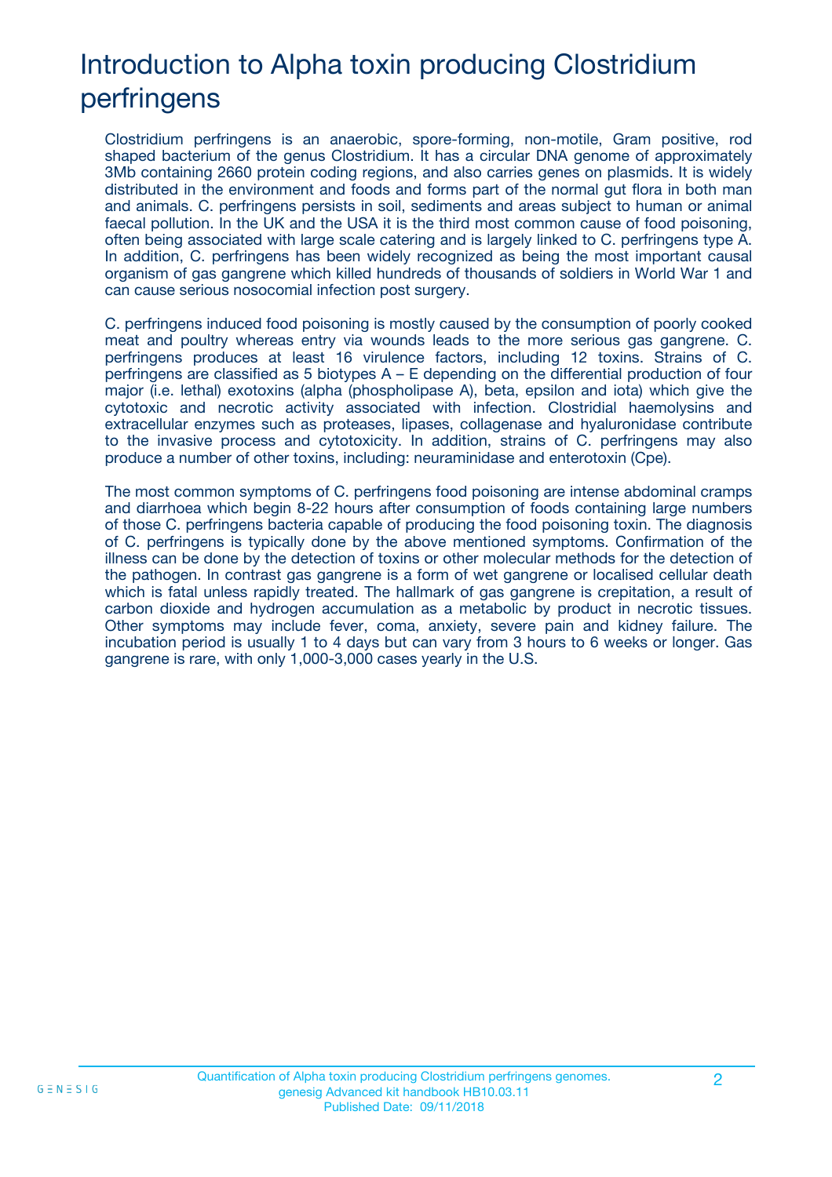# Introduction to Alpha toxin producing Clostridium perfringens

Clostridium perfringens is an anaerobic, spore-forming, non-motile, Gram positive, rod shaped bacterium of the genus Clostridium. It has a circular DNA genome of approximately 3Mb containing 2660 protein coding regions, and also carries genes on plasmids. It is widely distributed in the environment and foods and forms part of the normal gut flora in both man and animals. C. perfringens persists in soil, sediments and areas subject to human or animal faecal pollution. In the UK and the USA it is the third most common cause of food poisoning, often being associated with large scale catering and is largely linked to C. perfringens type A. In addition, C. perfringens has been widely recognized as being the most important causal organism of gas gangrene which killed hundreds of thousands of soldiers in World War 1 and can cause serious nosocomial infection post surgery.

C. perfringens induced food poisoning is mostly caused by the consumption of poorly cooked meat and poultry whereas entry via wounds leads to the more serious gas gangrene. C. perfringens produces at least 16 virulence factors, including 12 toxins. Strains of C. perfringens are classified as 5 biotypes A – E depending on the differential production of four major (i.e. lethal) exotoxins (alpha (phospholipase A), beta, epsilon and iota) which give the cytotoxic and necrotic activity associated with infection. Clostridial haemolysins and extracellular enzymes such as proteases, lipases, collagenase and hyaluronidase contribute to the invasive process and cytotoxicity. In addition, strains of C. perfringens may also produce a number of other toxins, including: neuraminidase and enterotoxin (Cpe).

The most common symptoms of C. perfringens food poisoning are intense abdominal cramps and diarrhoea which begin 8-22 hours after consumption of foods containing large numbers of those C. perfringens bacteria capable of producing the food poisoning toxin. The diagnosis of C. perfringens is typically done by the above mentioned symptoms. Confirmation of the illness can be done by the detection of toxins or other molecular methods for the detection of the pathogen. In contrast gas gangrene is a form of wet gangrene or localised cellular death which is fatal unless rapidly treated. The hallmark of gas gangrene is crepitation, a result of carbon dioxide and hydrogen accumulation as a metabolic by product in necrotic tissues. Other symptoms may include fever, coma, anxiety, severe pain and kidney failure. The incubation period is usually 1 to 4 days but can vary from 3 hours to 6 weeks or longer. Gas gangrene is rare, with only 1,000-3,000 cases yearly in the U.S.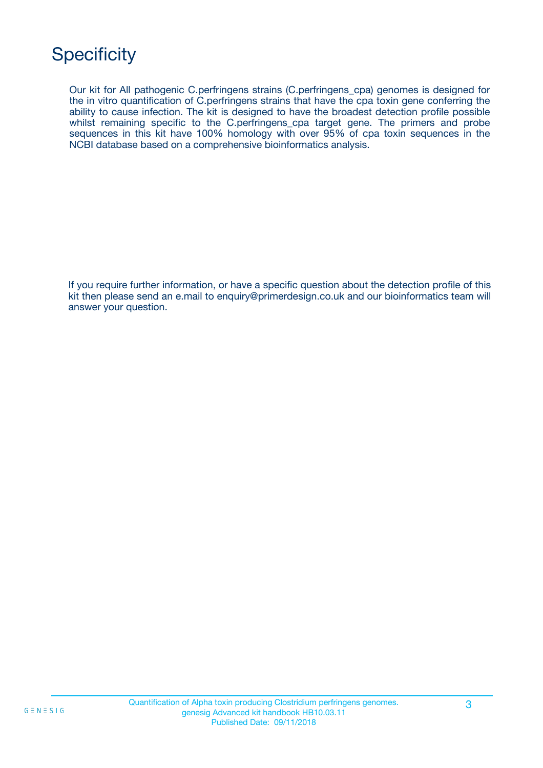# Specificity

Our kit for All pathogenic C.perfringens strains (C.perfringens_cpa) genomes is designed for the in vitro quantification of C.perfringens strains that have the cpa toxin gene conferring the ability to cause infection. The kit is designed to have the broadest detection profile possible whilst remaining specific to the C.perfringens_cpa target gene. The primers and probe sequences in this kit have 100% homology with over 95% of cpa toxin sequences in the NCBI database based on a comprehensive bioinformatics analysis.

If you require further information, or have a specific question about the detection profile of this kit then please send an e.mail to enquiry@primerdesign.co.uk and our bioinformatics team will answer your question.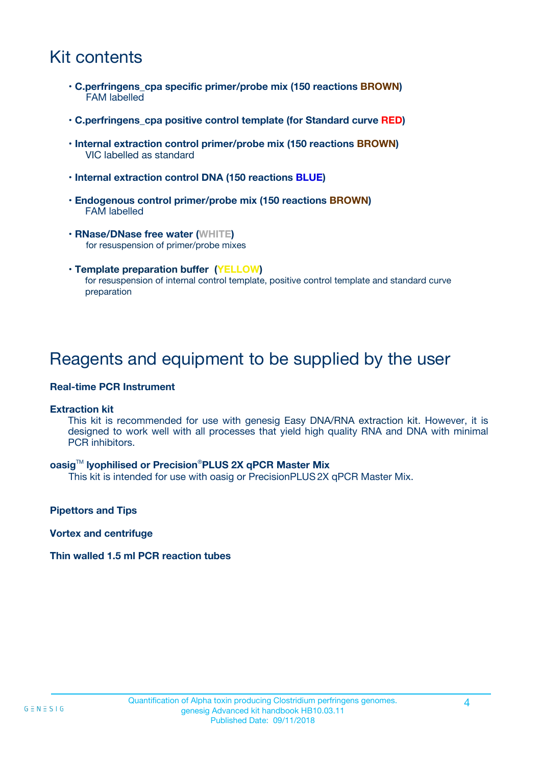# Kit contents

- **C.perfringens_cpa specific primer/probe mix (150 reactions BROWN)**
  FAM labelled
- **C.perfringens_cpa positive control template (for Standard curve RED)**
- **Internal extraction control primer/probe mix (150 reactions BROWN)**
  VIC labelled as standard
- **Internal extraction control DNA (150 reactions BLUE)**
- **Endogenous control primer/probe mix (150 reactions BROWN)**
  FAM labelled
- **RNase/DNase free water (WHITE)**
  for resuspension of primer/probe mixes
- **Template preparation buffer (YELLOW)**
  for resuspension of internal control template, positive control template and standard curve preparation

# Reagents and equipment to be supplied by the user

**Real-time PCR Instrument**

**Extraction kit**

This kit is recommended for use with genesig Easy DNA/RNA extraction kit. However, it is designed to work well with all processes that yield high quality RNA and DNA with minimal PCR inhibitors.

**oasig™ lyophilised or Precision®PLUS 2X qPCR Master Mix**

This kit is intended for use with oasig or PrecisionPLUS 2X qPCR Master Mix.

**Pipettors and Tips**

**Vortex and centrifuge**

**Thin walled 1.5 ml PCR reaction tubes**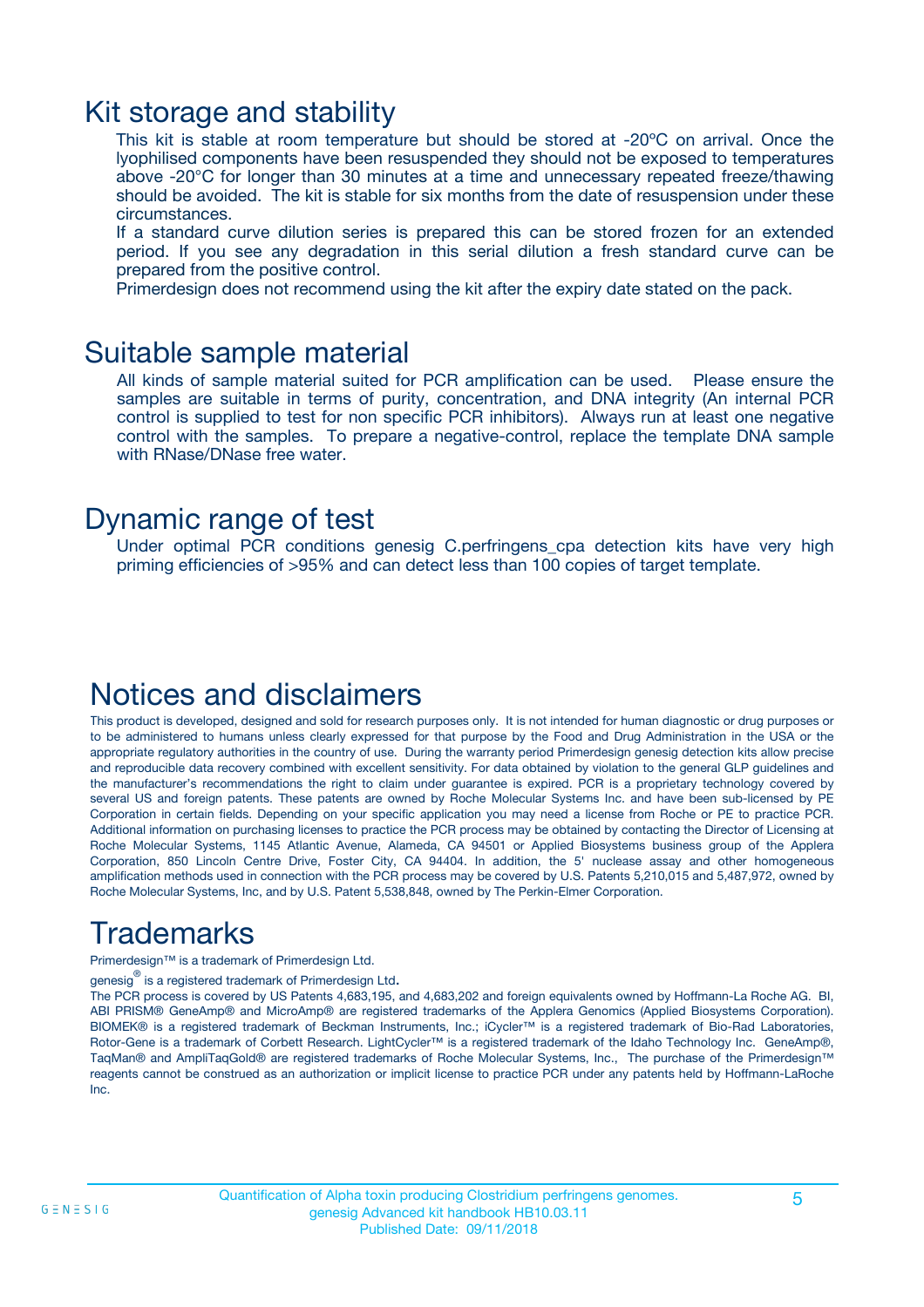## Kit storage and stability

This kit is stable at room temperature but should be stored at -20ºC on arrival. Once the lyophilised components have been resuspended they should not be exposed to temperatures above -20°C for longer than 30 minutes at a time and unnecessary repeated freeze/thawing should be avoided. The kit is stable for six months from the date of resuspension under these circumstances.

If a standard curve dilution series is prepared this can be stored frozen for an extended period. If you see any degradation in this serial dilution a fresh standard curve can be prepared from the positive control.

Primerdesign does not recommend using the kit after the expiry date stated on the pack.

## Suitable sample material

All kinds of sample material suited for PCR amplification can be used. Please ensure the samples are suitable in terms of purity, concentration, and DNA integrity (An internal PCR control is supplied to test for non specific PCR inhibitors). Always run at least one negative control with the samples. To prepare a negative-control, replace the template DNA sample with RNase/DNase free water.

## Dynamic range of test

Under optimal PCR conditions genesig C.perfringens_cpa detection kits have very high priming efficiencies of >95% and can detect less than 100 copies of target template.

## Notices and disclaimers

This product is developed, designed and sold for research purposes only. It is not intended for human diagnostic or drug purposes or to be administered to humans unless clearly expressed for that purpose by the Food and Drug Administration in the USA or the appropriate regulatory authorities in the country of use. During the warranty period Primerdesign genesig detection kits allow precise and reproducible data recovery combined with excellent sensitivity. For data obtained by violation to the general GLP guidelines and the manufacturer's recommendations the right to claim under guarantee is expired. PCR is a proprietary technology covered by several US and foreign patents. These patents are owned by Roche Molecular Systems Inc. and have been sub-licensed by PE Corporation in certain fields. Depending on your specific application you may need a license from Roche or PE to practice PCR. Additional information on purchasing licenses to practice the PCR process may be obtained by contacting the Director of Licensing at Roche Molecular Systems, 1145 Atlantic Avenue, Alameda, CA 94501 or Applied Biosystems business group of the Applera Corporation, 850 Lincoln Centre Drive, Foster City, CA 94404. In addition, the 5' nuclease assay and other homogeneous amplification methods used in connection with the PCR process may be covered by U.S. Patents 5,210,015 and 5,487,972, owned by Roche Molecular Systems, Inc, and by U.S. Patent 5,538,848, owned by The Perkin-Elmer Corporation.

## Trademarks

Primerdesign™ is a trademark of Primerdesign Ltd.

genesig® is a registered trademark of Primerdesign Ltd.

The PCR process is covered by US Patents 4,683,195, and 4,683,202 and foreign equivalents owned by Hoffmann-La Roche AG. BI, ABI PRISM® GeneAmp® and MicroAmp® are registered trademarks of the Applera Genomics (Applied Biosystems Corporation). BIOMEK® is a registered trademark of Beckman Instruments, Inc.; iCycler™ is a registered trademark of Bio-Rad Laboratories, Rotor-Gene is a trademark of Corbett Research. LightCycler™ is a registered trademark of the Idaho Technology Inc. GeneAmp®, TaqMan® and AmpliTaqGold® are registered trademarks of Roche Molecular Systems, Inc., The purchase of the Primerdesign™ reagents cannot be construed as an authorization or implicit license to practice PCR under any patents held by Hoffmann-LaRoche Inc.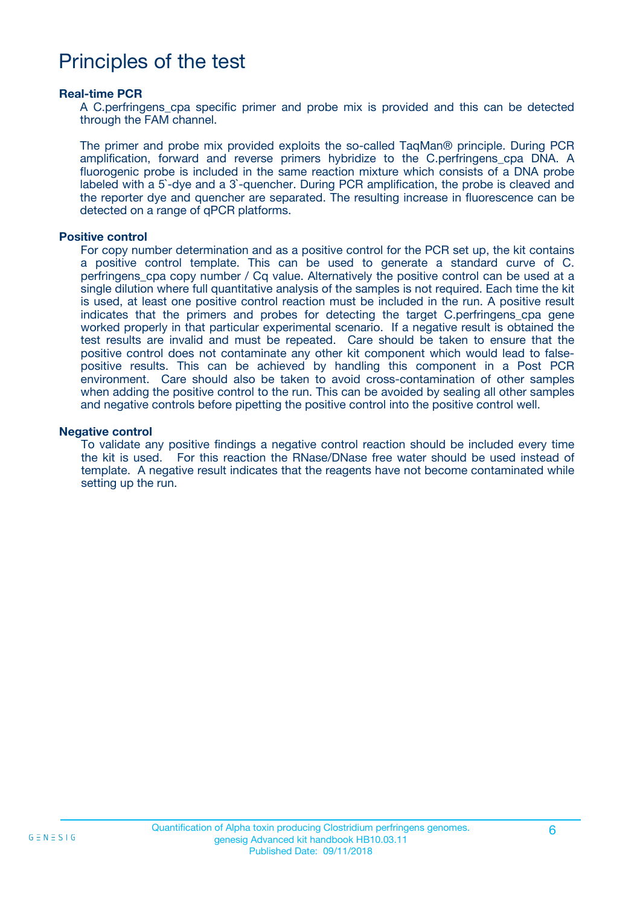# Principles of the test

### Real-time PCR

A C.perfringens_cpa specific primer and probe mix is provided and this can be detected through the FAM channel.

The primer and probe mix provided exploits the so-called TaqMan® principle. During PCR amplification, forward and reverse primers hybridize to the C.perfringens_cpa DNA. A fluorogenic probe is included in the same reaction mixture which consists of a DNA probe labeled with a 5`-dye and a 3`-quencher. During PCR amplification, the probe is cleaved and the reporter dye and quencher are separated. The resulting increase in fluorescence can be detected on a range of qPCR platforms.

### Positive control

For copy number determination and as a positive control for the PCR set up, the kit contains a positive control template. This can be used to generate a standard curve of C. perfringens_cpa copy number / Cq value. Alternatively the positive control can be used at a single dilution where full quantitative analysis of the samples is not required. Each time the kit is used, at least one positive control reaction must be included in the run. A positive result indicates that the primers and probes for detecting the target C.perfringens_cpa gene worked properly in that particular experimental scenario. If a negative result is obtained the test results are invalid and must be repeated. Care should be taken to ensure that the positive control does not contaminate any other kit component which would lead to false-positive results. This can be achieved by handling this component in a Post PCR environment. Care should also be taken to avoid cross-contamination of other samples when adding the positive control to the run. This can be avoided by sealing all other samples and negative controls before pipetting the positive control into the positive control well.

### Negative control

To validate any positive findings a negative control reaction should be included every time the kit is used. For this reaction the RNase/DNase free water should be used instead of template. A negative result indicates that the reagents have not become contaminated while setting up the run.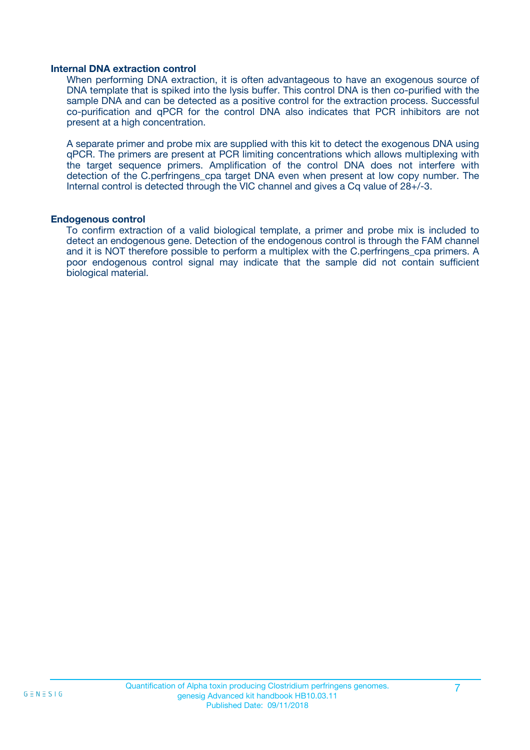### Internal DNA extraction control

When performing DNA extraction, it is often advantageous to have an exogenous source of DNA template that is spiked into the lysis buffer. This control DNA is then co-purified with the sample DNA and can be detected as a positive control for the extraction process. Successful co-purification and qPCR for the control DNA also indicates that PCR inhibitors are not present at a high concentration.

A separate primer and probe mix are supplied with this kit to detect the exogenous DNA using qPCR. The primers are present at PCR limiting concentrations which allows multiplexing with the target sequence primers. Amplification of the control DNA does not interfere with detection of the C.perfringens_cpa target DNA even when present at low copy number. The Internal control is detected through the VIC channel and gives a Cq value of 28+/-3.

### Endogenous control

To confirm extraction of a valid biological template, a primer and probe mix is included to detect an endogenous gene. Detection of the endogenous control is through the FAM channel and it is NOT therefore possible to perform a multiplex with the C.perfringens_cpa primers. A poor endogenous control signal may indicate that the sample did not contain sufficient biological material.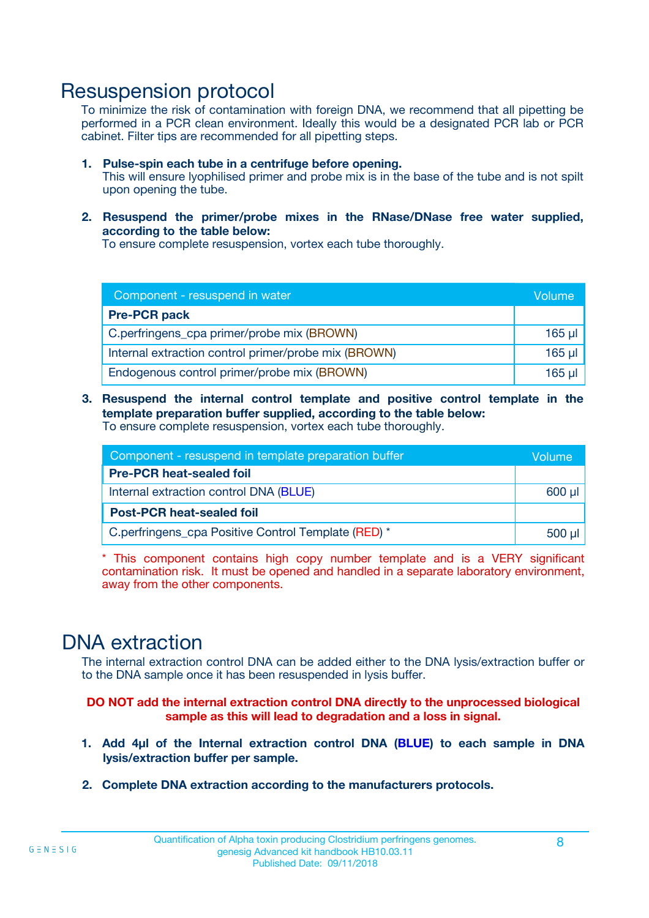# Resuspension protocol

To minimize the risk of contamination with foreign DNA, we recommend that all pipetting be performed in a PCR clean environment. Ideally this would be a designated PCR lab or PCR cabinet. Filter tips are recommended for all pipetting steps.

1. **Pulse-spin each tube in a centrifuge before opening.**
   This will ensure lyophilised primer and probe mix is in the base of the tube and is not spilt upon opening the tube.

2. **Resuspend the primer/probe mixes in the RNase/DNase free water supplied, according to the table below:**
   To ensure complete resuspension, vortex each tube thoroughly.

| Component - resuspend in water | Volume |
|---|---|
| **Pre-PCR pack** | |
| C.perfringens_cpa primer/probe mix (BROWN) | 165 µl |
| Internal extraction control primer/probe mix (BROWN) | 165 µl |
| Endogenous control primer/probe mix (BROWN) | 165 µl |

3. **Resuspend the internal control template and positive control template in the template preparation buffer supplied, according to the table below:**
   To ensure complete resuspension, vortex each tube thoroughly.

| Component - resuspend in template preparation buffer | Volume |
|---|---|
| **Pre-PCR heat-sealed foil** | |
| Internal extraction control DNA (BLUE) | 600 µl |
| **Post-PCR heat-sealed foil** | |
| C.perfringens_cpa Positive Control Template (RED) * | 500 µl |

\* This component contains high copy number template and is a VERY significant contamination risk. It must be opened and handled in a separate laboratory environment, away from the other components.

# DNA extraction

The internal extraction control DNA can be added either to the DNA lysis/extraction buffer or to the DNA sample once it has been resuspended in lysis buffer.

**DO NOT add the internal extraction control DNA directly to the unprocessed biological sample as this will lead to degradation and a loss in signal.**

1. **Add 4µl of the Internal extraction control DNA (BLUE) to each sample in DNA lysis/extraction buffer per sample.**

2. **Complete DNA extraction according to the manufacturers protocols.**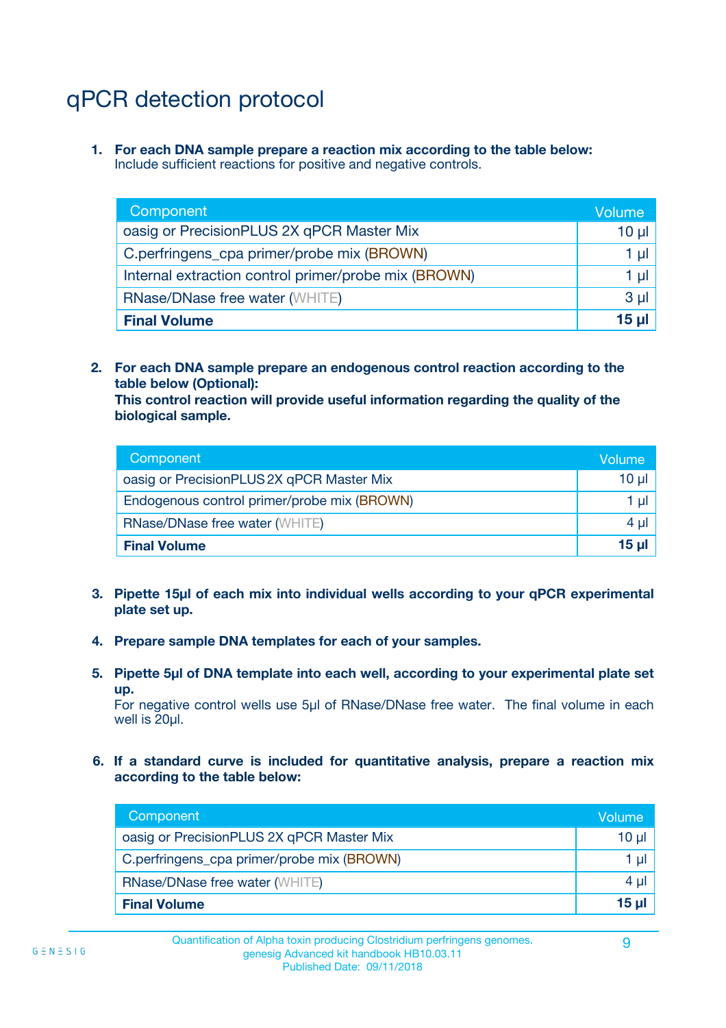# qPCR detection protocol

1. **For each DNA sample prepare a reaction mix according to the table below:**
   Include sufficient reactions for positive and negative controls.

| Component | Volume |
|---|---|
| oasig or PrecisionPLUS 2X qPCR Master Mix | 10 µl |
| C.perfringens_cpa primer/probe mix (BROWN) | 1 µl |
| Internal extraction control primer/probe mix (BROWN) | 1 µl |
| RNase/DNase free water (WHITE) | 3 µl |
| **Final Volume** | **15 µl** |

2. **For each DNA sample prepare an endogenous control reaction according to the table below (Optional):**
   **This control reaction will provide useful information regarding the quality of the biological sample.**

| Component | Volume |
|---|---|
| oasig or PrecisionPLUS 2X qPCR Master Mix | 10 µl |
| Endogenous control primer/probe mix (BROWN) | 1 µl |
| RNase/DNase free water (WHITE) | 4 µl |
| **Final Volume** | **15 µl** |

3. **Pipette 15µl of each mix into individual wells according to your qPCR experimental plate set up.**

4. **Prepare sample DNA templates for each of your samples.**

5. **Pipette 5µl of DNA template into each well, according to your experimental plate set up.**
   For negative control wells use 5µl of RNase/DNase free water. The final volume in each well is 20µl.

6. **If a standard curve is included for quantitative analysis, prepare a reaction mix according to the table below:**

| Component | Volume |
|---|---|
| oasig or PrecisionPLUS 2X qPCR Master Mix | 10 µl |
| C.perfringens_cpa primer/probe mix (BROWN) | 1 µl |
| RNase/DNase free water (WHITE) | 4 µl |
| **Final Volume** | **15 µl** |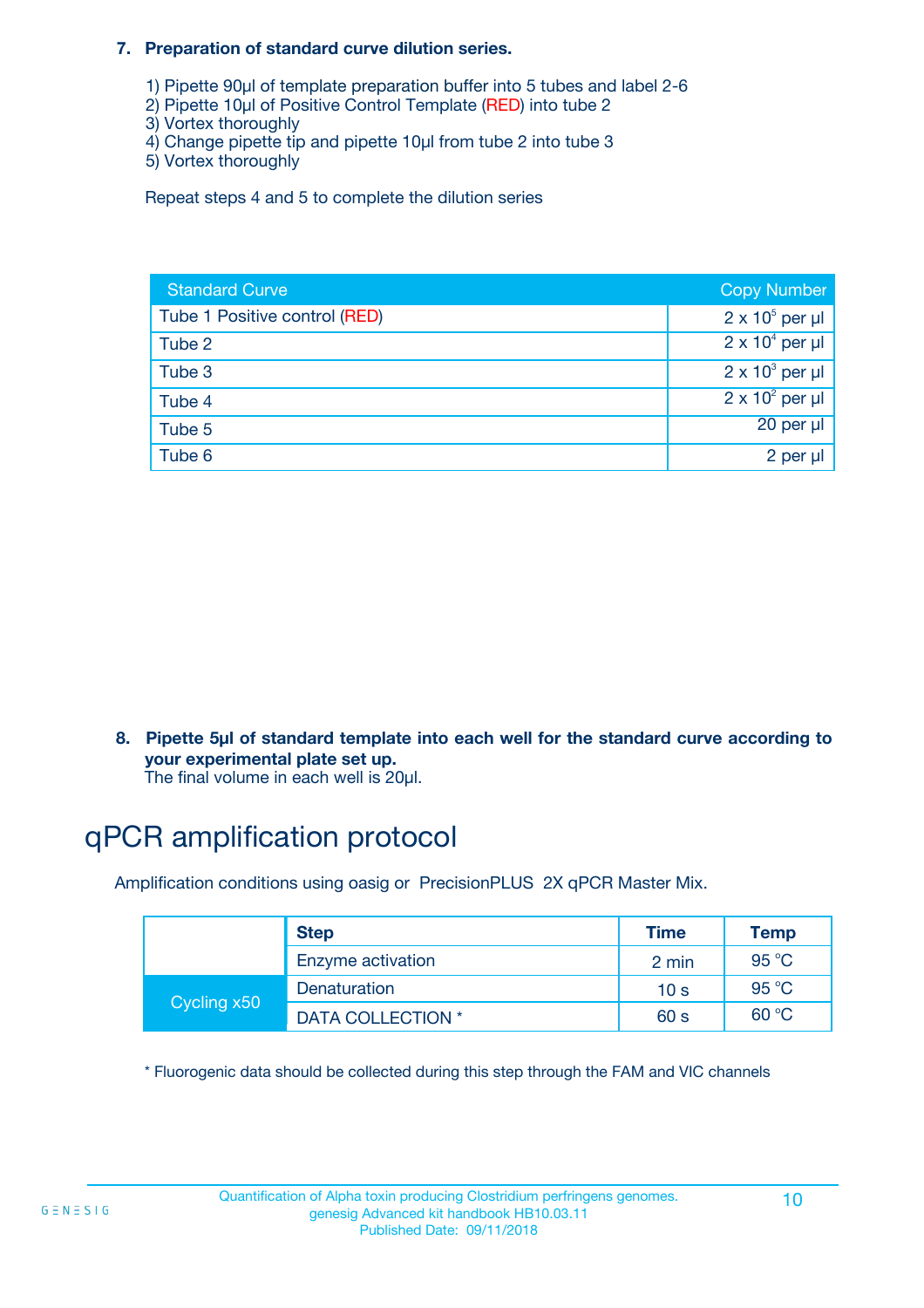7. **Preparation of standard curve dilution series.**

   1) Pipette 90µl of template preparation buffer into 5 tubes and label 2-6
   2) Pipette 10µl of Positive Control Template (RED) into tube 2
   3) Vortex thoroughly
   4) Change pipette tip and pipette 10µl from tube 2 into tube 3
   5) Vortex thoroughly

   Repeat steps 4 and 5 to complete the dilution series

| Standard Curve | Copy Number |
|---|---|
| Tube 1 Positive control (RED) | $2 \times 10^5$ per µl |
| Tube 2 | $2 \times 10^4$ per µl |
| Tube 3 | $2 \times 10^3$ per µl |
| Tube 4 | $2 \times 10^2$ per µl |
| Tube 5 | 20 per µl |
| Tube 6 | 2 per µl |

8. **Pipette 5µl of standard template into each well for the standard curve according to your experimental plate set up.**
   The final volume in each well is 20µl.

# qPCR amplification protocol

Amplification conditions using oasig or PrecisionPLUS 2X qPCR Master Mix.

| | Step | Time | Temp |
|---|---|---|---|
| | Enzyme activation | 2 min | 95 °C |
| Cycling x50 | Denaturation | 10 s | 95 °C |
| | DATA COLLECTION * | 60 s | 60 °C |

* Fluorogenic data should be collected during this step through the FAM and VIC channels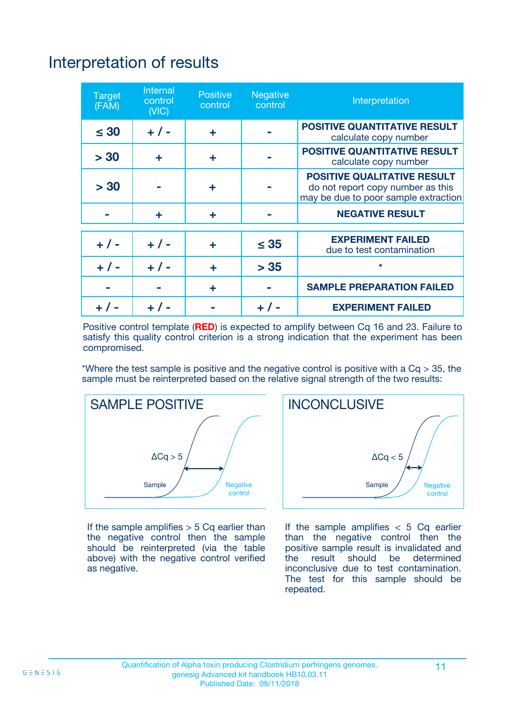# Interpretation of results

| Target (FAM) | Internal control (VIC) | Positive control | Negative control | Interpretation |
|---|---|---|---|---|
| ≤ 30 | + / - | + | - | **POSITIVE QUANTITATIVE RESULT** calculate copy number |
| > 30 | + | + | - | **POSITIVE QUANTITATIVE RESULT** calculate copy number |
| > 30 | - | + | - | **POSITIVE QUALITATIVE RESULT** do not report copy number as this may be due to poor sample extraction |
| - | + | + | - | **NEGATIVE RESULT** |
| + / - | + / - | + | ≤ 35 | **EXPERIMENT FAILED** due to test contamination |
| + / - | + / - | + | > 35 | * |
| - | - | + | - | **SAMPLE PREPARATION FAILED** |
| + / - | + / - | - | + / - | **EXPERIMENT FAILED** |

Positive control template (**RED**) is expected to amplify between Cq 16 and 23. Failure to satisfy this quality control criterion is a strong indication that the experiment has been compromised.

*Where the test sample is positive and the negative control is positive with a Cq > 35, the sample must be reinterpreted based on the relative signal strength of the two results:

**SAMPLE POSITIVE**

ΔCq > 5

Sample

Negative control

If the sample amplifies > 5 Cq earlier than the negative control then the sample should be reinterpreted (via the table above) with the negative control verified as negative.

**INCONCLUSIVE**

ΔCq < 5

Sample

Negative control

If the sample amplifies < 5 Cq earlier than the negative control then the positive sample result is invalidated and the result should be determined inconclusive due to test contamination. The test for this sample should be repeated.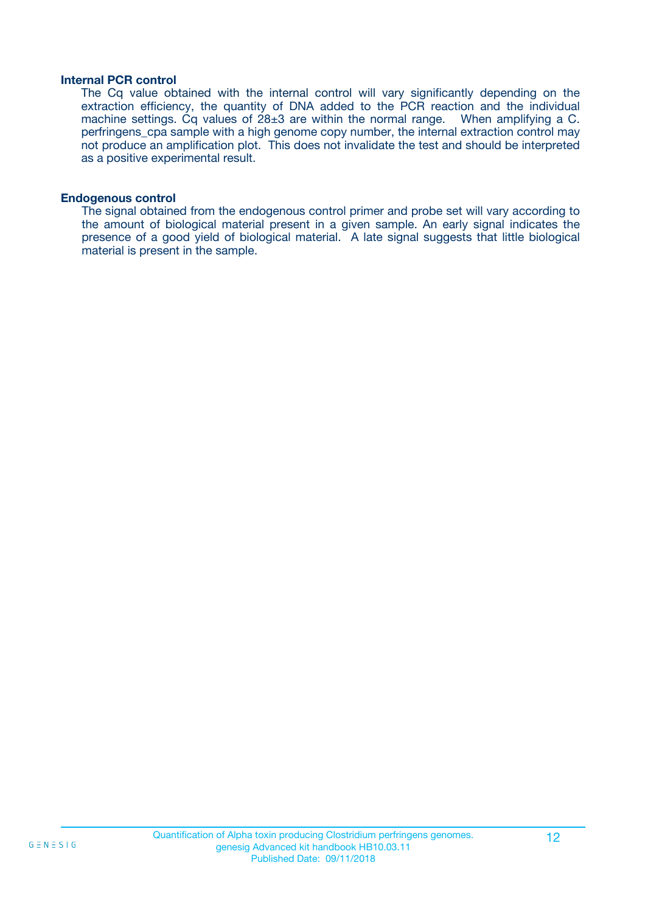### Internal PCR control

The Cq value obtained with the internal control will vary significantly depending on the extraction efficiency, the quantity of DNA added to the PCR reaction and the individual machine settings. Cq values of 28±3 are within the normal range. When amplifying a C. perfringens_cpa sample with a high genome copy number, the internal extraction control may not produce an amplification plot. This does not invalidate the test and should be interpreted as a positive experimental result.

### Endogenous control

The signal obtained from the endogenous control primer and probe set will vary according to the amount of biological material present in a given sample. An early signal indicates the presence of a good yield of biological material. A late signal suggests that little biological material is present in the sample.